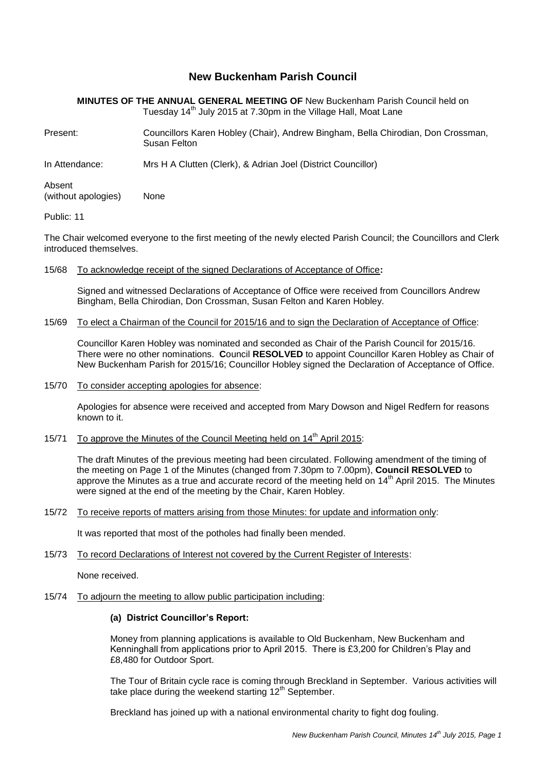# New Buckenham Parish Council

**MINUTES OF THE ANNUAL GENERAL MEETING OF** New Buckenham Parish Council held on Tuesday 14th July 2015 at 7.30pm in the Village Hall, Moat Lane

Present: Councillors Karen Hobley (Chair), Andrew Bingham, Bella Chirodian, Don Crossman, Susan Felton

In Attendance: Mrs H A Clutten (Clerk), & Adrian Joel (District Councillor)

Absent (without apologies): None

Public: 11

The Chair welcomed everyone to the first meeting of the newly elected Parish Council; the Councillors and Clerk introduced themselves.

15/68 To acknowledge receipt of the signed Declarations of Acceptance of Office**:**

Signed and witnessed Declarations of Acceptance of Office were received from Councillors Andrew Bingham, Bella Chirodian, Don Crossman, Susan Felton and Karen Hobley.

15/69 To elect a Chairman of the Council for 2015/16 and to sign the Declaration of Acceptance of Office:

Councillor Karen Hobley was nominated and seconded as Chair of the Parish Council for 2015/16. There were no other nominations. **C**ouncil **RESOLVED** to appoint Councillor Karen Hobley as Chair of New Buckenham Parish for 2015/16; Councillor Hobley signed the Declaration of Acceptance of Office.

15/70 To consider accepting apologies for absence:

Apologies for absence were received and accepted from Mary Dowson and Nigel Redfern for reasons known to it.

15/71 To approve the Minutes of the Council Meeting held on 14th April 2015:

The draft Minutes of the previous meeting had been circulated. Following amendment of the timing of the meeting on Page 1 of the Minutes (changed from 7.30pm to 7.00pm), **Council RESOLVED** to approve the Minutes as a true and accurate record of the meeting held on 14th April 2015. The Minutes were signed at the end of the meeting by the Chair, Karen Hobley.

15/72 To receive reports of matters arising from those Minutes: for update and information only:

It was reported that most of the potholes had finally been mended.

15/73 To record Declarations of Interest not covered by the Current Register of Interests:

None received.

15/74 To adjourn the meeting to allow public participation including:

**(a) District Councillor's Report:**

Money from planning applications is available to Old Buckenham, New Buckenham and Kenninghall from applications prior to April 2015. There is £3,200 for Children's Play and £8,480 for Outdoor Sport.

The Tour of Britain cycle race is coming through Breckland in September. Various activities will take place during the weekend starting 12th September.

Breckland has joined up with a national environmental charity to fight dog fouling.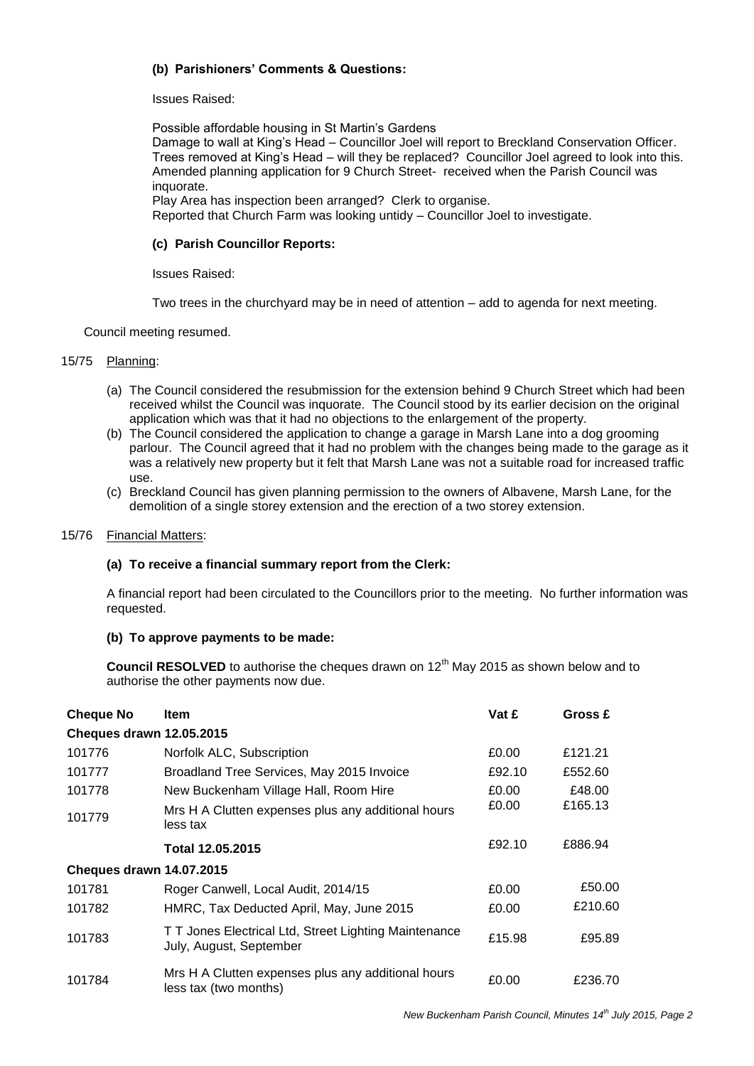**(b) Parishioners' Comments & Questions:**

Issues Raised:

Possible affordable housing in St Martin's Gardens
Damage to wall at King's Head – Councillor Joel will report to Breckland Conservation Officer.
Trees removed at King's Head – will they be replaced? Councillor Joel agreed to look into this.
Amended planning application for 9 Church Street- received when the Parish Council was inquorate.
Play Area has inspection been arranged? Clerk to organise.
Reported that Church Farm was looking untidy – Councillor Joel to investigate.

**(c) Parish Councillor Reports:**

Issues Raised:

Two trees in the churchyard may be in need of attention – add to agenda for next meeting.

Council meeting resumed.

15/75 Planning:

(a) The Council considered the resubmission for the extension behind 9 Church Street which had been received whilst the Council was inquorate. The Council stood by its earlier decision on the original application which was that it had no objections to the enlargement of the property.
(b) The Council considered the application to change a garage in Marsh Lane into a dog grooming parlour. The Council agreed that it had no problem with the changes being made to the garage as it was a relatively new property but it felt that Marsh Lane was not a suitable road for increased traffic use.
(c) Breckland Council has given planning permission to the owners of Albavene, Marsh Lane, for the demolition of a single storey extension and the erection of a two storey extension.

15/76 Financial Matters:

**(a) To receive a financial summary report from the Clerk:**

A financial report had been circulated to the Councillors prior to the meeting. No further information was requested.

**(b) To approve payments to be made:**

**Council RESOLVED** to authorise the cheques drawn on 12th May 2015 as shown below and to authorise the other payments now due.

| Cheque No | Item | Vat £ | Gross £ |
|---|---|---|---|
| **Cheques drawn 12.05.2015** | | | |
| 101776 | Norfolk ALC, Subscription | £0.00 | £121.21 |
| 101777 | Broadland Tree Services, May 2015 Invoice | £92.10 | £552.60 |
| 101778 | New Buckenham Village Hall, Room Hire | £0.00 | £48.00 |
| 101779 | Mrs H A Clutten expenses plus any additional hours less tax | £0.00 | £165.13 |
| | **Total 12.05.2015** | £92.10 | £886.94 |
| **Cheques drawn 14.07.2015** | | | |
| 101781 | Roger Canwell, Local Audit, 2014/15 | £0.00 | £50.00 |
| 101782 | HMRC, Tax Deducted April, May, June 2015 | £0.00 | £210.60 |
| 101783 | T T Jones Electrical Ltd, Street Lighting Maintenance July, August, September | £15.98 | £95.89 |
| 101784 | Mrs H A Clutten expenses plus any additional hours less tax (two months) | £0.00 | £236.70 |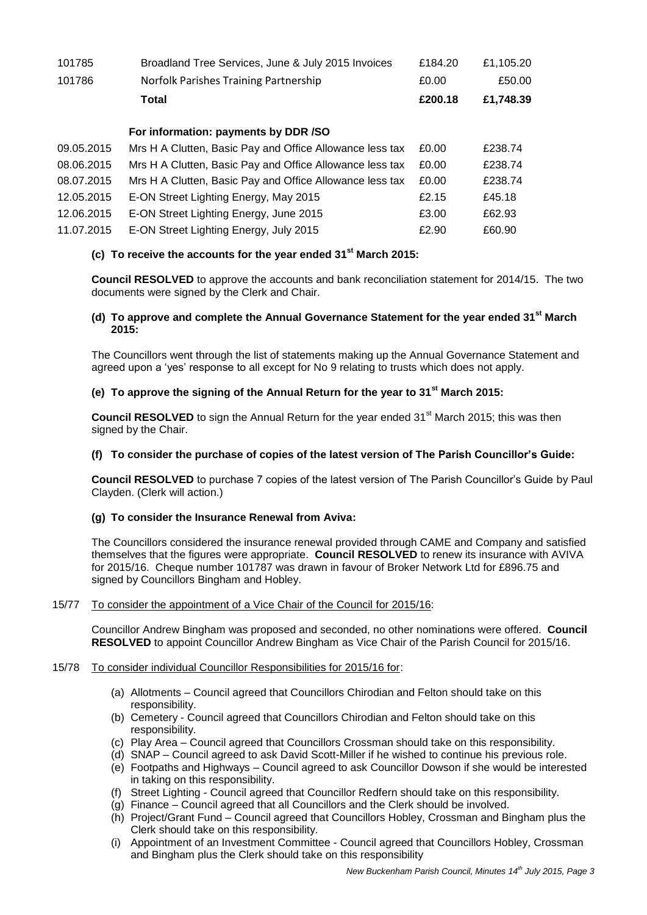| | | | |
|---|---|---|---|
| 101785 | Broadland Tree Services, June & July 2015 Invoices | £184.20 | £1,105.20 |
| 101786 | Norfolk Parishes Training Partnership | £0.00 | £50.00 |
| | **Total** | **£200.18** | **£1,748.39** |
| | **For information: payments by DDR /SO** | | |
| 09.05.2015 | Mrs H A Clutten, Basic Pay and Office Allowance less tax | £0.00 | £238.74 |
| 08.06.2015 | Mrs H A Clutten, Basic Pay and Office Allowance less tax | £0.00 | £238.74 |
| 08.07.2015 | Mrs H A Clutten, Basic Pay and Office Allowance less tax | £0.00 | £238.74 |
| 12.05.2015 | E-ON Street Lighting Energy, May 2015 | £2.15 | £45.18 |
| 12.06.2015 | E-ON Street Lighting Energy, June 2015 | £3.00 | £62.93 |
| 11.07.2015 | E-ON Street Lighting Energy, July 2015 | £2.90 | £60.90 |

**(c) To receive the accounts for the year ended 31st March 2015:**

**Council RESOLVED** to approve the accounts and bank reconciliation statement for 2014/15. The two documents were signed by the Clerk and Chair.

**(d) To approve and complete the Annual Governance Statement for the year ended 31st March 2015:**

The Councillors went through the list of statements making up the Annual Governance Statement and agreed upon a 'yes' response to all except for No 9 relating to trusts which does not apply.

**(e) To approve the signing of the Annual Return for the year to 31st March 2015:**

**Council RESOLVED** to sign the Annual Return for the year ended 31st March 2015; this was then signed by the Chair.

**(f) To consider the purchase of copies of the latest version of The Parish Councillor's Guide:**

**Council RESOLVED** to purchase 7 copies of the latest version of The Parish Councillor's Guide by Paul Clayden. (Clerk will action.)

**(g) To consider the Insurance Renewal from Aviva:**

The Councillors considered the insurance renewal provided through CAME and Company and satisfied themselves that the figures were appropriate. **Council RESOLVED** to renew its insurance with AVIVA for 2015/16. Cheque number 101787 was drawn in favour of Broker Network Ltd for £896.75 and signed by Councillors Bingham and Hobley.

15/77 To consider the appointment of a Vice Chair of the Council for 2015/16:

Councillor Andrew Bingham was proposed and seconded, no other nominations were offered. **Council RESOLVED** to appoint Councillor Andrew Bingham as Vice Chair of the Parish Council for 2015/16.

15/78 To consider individual Councillor Responsibilities for 2015/16 for:

(a) Allotments – Council agreed that Councillors Chirodian and Felton should take on this responsibility.
(b) Cemetery - Council agreed that Councillors Chirodian and Felton should take on this responsibility.
(c) Play Area – Council agreed that Councillors Crossman should take on this responsibility.
(d) SNAP – Council agreed to ask David Scott-Miller if he wished to continue his previous role.
(e) Footpaths and Highways – Council agreed to ask Councillor Dowson if she would be interested in taking on this responsibility.
(f) Street Lighting - Council agreed that Councillor Redfern should take on this responsibility.
(g) Finance – Council agreed that all Councillors and the Clerk should be involved.
(h) Project/Grant Fund – Council agreed that Councillors Hobley, Crossman and Bingham plus the Clerk should take on this responsibility.
(i) Appointment of an Investment Committee - Council agreed that Councillors Hobley, Crossman and Bingham plus the Clerk should take on this responsibility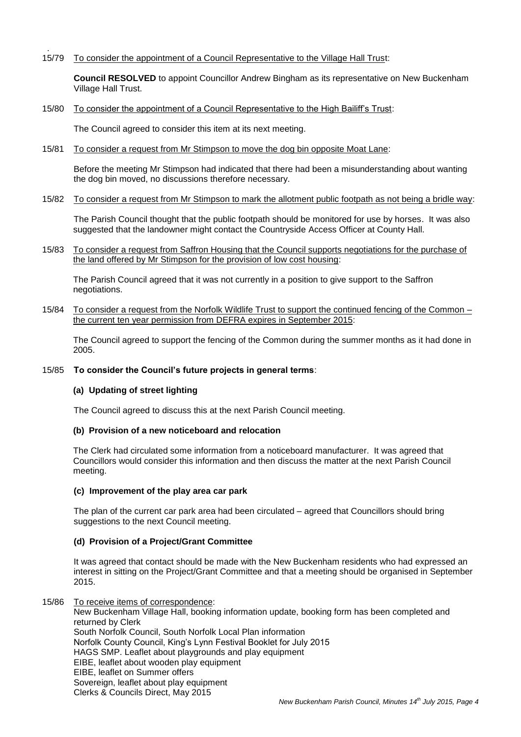15/79 To consider the appointment of a Council Representative to the Village Hall Trust:

**Council RESOLVED** to appoint Councillor Andrew Bingham as its representative on New Buckenham Village Hall Trust.

15/80 To consider the appointment of a Council Representative to the High Bailiff's Trust:

The Council agreed to consider this item at its next meeting.

15/81 To consider a request from Mr Stimpson to move the dog bin opposite Moat Lane:

Before the meeting Mr Stimpson had indicated that there had been a misunderstanding about wanting the dog bin moved, no discussions therefore necessary.

15/82 To consider a request from Mr Stimpson to mark the allotment public footpath as not being a bridle way:

The Parish Council thought that the public footpath should be monitored for use by horses. It was also suggested that the landowner might contact the Countryside Access Officer at County Hall.

15/83 To consider a request from Saffron Housing that the Council supports negotiations for the purchase of the land offered by Mr Stimpson for the provision of low cost housing:

The Parish Council agreed that it was not currently in a position to give support to the Saffron negotiations.

15/84 To consider a request from the Norfolk Wildlife Trust to support the continued fencing of the Common – the current ten year permission from DEFRA expires in September 2015:

The Council agreed to support the fencing of the Common during the summer months as it had done in 2005.

15/85 **To consider the Council's future projects in general terms**:

**(a) Updating of street lighting**

The Council agreed to discuss this at the next Parish Council meeting.

**(b) Provision of a new noticeboard and relocation**

The Clerk had circulated some information from a noticeboard manufacturer. It was agreed that Councillors would consider this information and then discuss the matter at the next Parish Council meeting.

**(c) Improvement of the play area car park**

The plan of the current car park area had been circulated – agreed that Councillors should bring suggestions to the next Council meeting.

**(d) Provision of a Project/Grant Committee**

It was agreed that contact should be made with the New Buckenham residents who had expressed an interest in sitting on the Project/Grant Committee and that a meeting should be organised in September 2015.

15/86 To receive items of correspondence:

New Buckenham Village Hall, booking information update, booking form has been completed and returned by Clerk
South Norfolk Council, South Norfolk Local Plan information
Norfolk County Council, King's Lynn Festival Booklet for July 2015
HAGS SMP. Leaflet about playgrounds and play equipment
EIBE, leaflet about wooden play equipment
EIBE, leaflet on Summer offers
Sovereign, leaflet about play equipment
Clerks & Councils Direct, May 2015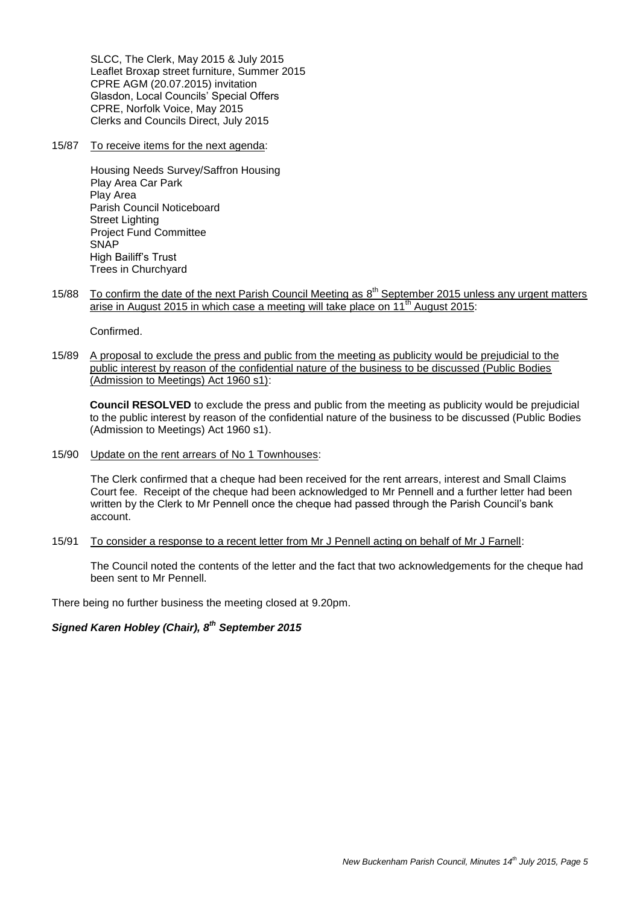SLCC, The Clerk, May 2015 & July 2015
Leaflet Broxap street furniture, Summer 2015
CPRE AGM (20.07.2015) invitation
Glasdon, Local Councils' Special Offers
CPRE, Norfolk Voice, May 2015
Clerks and Councils Direct, July 2015

15/87 <u>To receive items for the next agenda</u>:

Housing Needs Survey/Saffron Housing
Play Area Car Park
Play Area
Parish Council Noticeboard
Street Lighting
Project Fund Committee
SNAP
High Bailiff's Trust
Trees in Churchyard

15/88 <u>To confirm the date of the next Parish Council Meeting as 8th September 2015 unless any urgent matters arise in August 2015 in which case a meeting will take place on 11th August 2015</u>:

Confirmed.

15/89 <u>A proposal to exclude the press and public from the meeting as publicity would be prejudicial to the public interest by reason of the confidential nature of the business to be discussed (Public Bodies (Admission to Meetings) Act 1960 s1)</u>:

**Council RESOLVED** to exclude the press and public from the meeting as publicity would be prejudicial to the public interest by reason of the confidential nature of the business to be discussed (Public Bodies (Admission to Meetings) Act 1960 s1).

15/90 <u>Update on the rent arrears of No 1 Townhouses</u>:

The Clerk confirmed that a cheque had been received for the rent arrears, interest and Small Claims Court fee. Receipt of the cheque had been acknowledged to Mr Pennell and a further letter had been written by the Clerk to Mr Pennell once the cheque had passed through the Parish Council's bank account.

15/91 <u>To consider a response to a recent letter from Mr J Pennell acting on behalf of Mr J Farnell</u>:

The Council noted the contents of the letter and the fact that two acknowledgements for the cheque had been sent to Mr Pennell.

There being no further business the meeting closed at 9.20pm.

***Signed Karen Hobley (Chair), 8th September 2015***